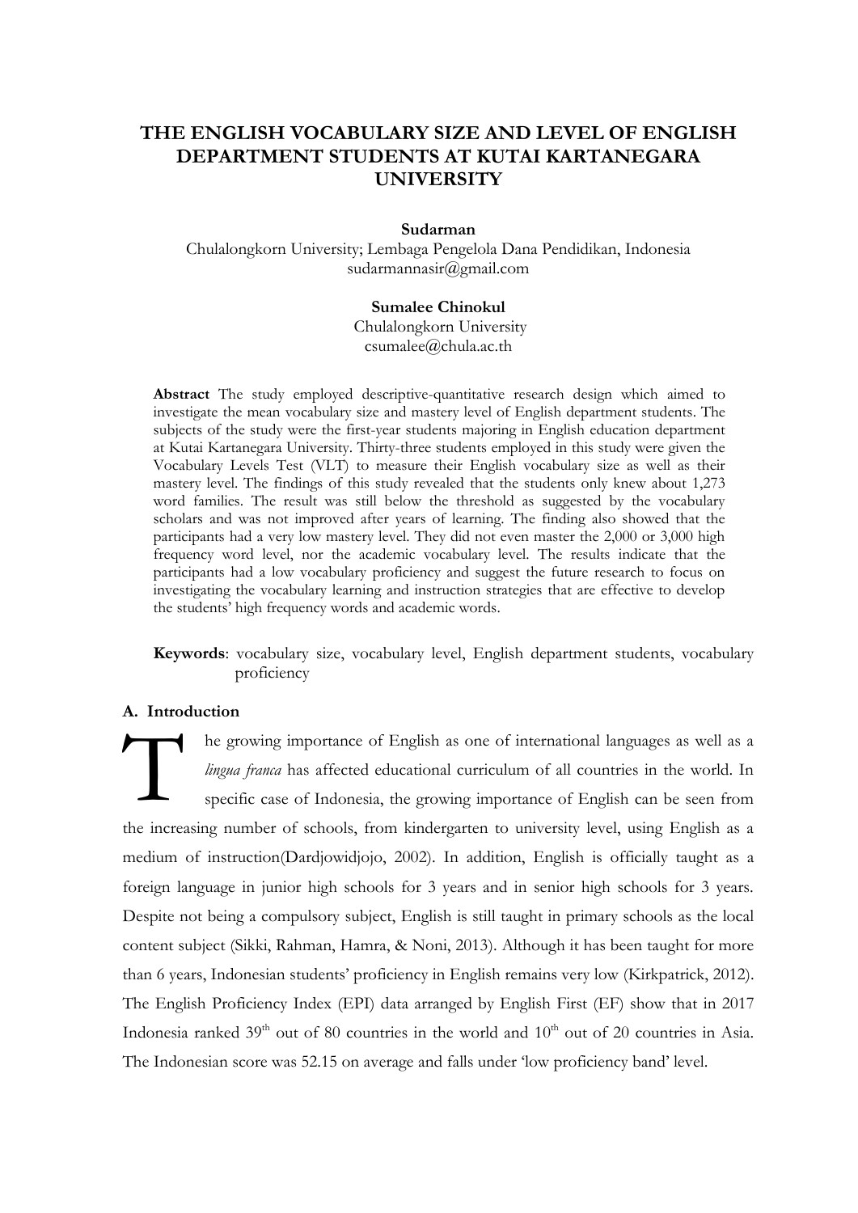# THE ENGLISH VOCABULARY SIZE AND LEVEL OF ENGLISH DEPARTMENT STUDENTS AT KUTAI KARTANEGARA UNIVERSITY

**Sudarman**
Chulalongkorn University; Lembaga Pengelola Dana Pendidikan, Indonesia
sudarmannasir@gmail.com

**Sumalee Chinokul**
Chulalongkorn University
csumalee@chula.ac.th

**Abstract** The study employed descriptive-quantitative research design which aimed to investigate the mean vocabulary size and mastery level of English department students. The subjects of the study were the first-year students majoring in English education department at Kutai Kartanegara University. Thirty-three students employed in this study were given the Vocabulary Levels Test (VLT) to measure their English vocabulary size as well as their mastery level. The findings of this study revealed that the students only knew about 1,273 word families. The result was still below the threshold as suggested by the vocabulary scholars and was not improved after years of learning. The finding also showed that the participants had a very low mastery level. They did not even master the 2,000 or 3,000 high frequency word level, nor the academic vocabulary level. The results indicate that the participants had a low vocabulary proficiency and suggest the future research to focus on investigating the vocabulary learning and instruction strategies that are effective to develop the students' high frequency words and academic words.

**Keywords**: vocabulary size, vocabulary level, English department students, vocabulary proficiency

## A. Introduction

The growing importance of English as one of international languages as well as a *lingua franca* has affected educational curriculum of all countries in the world. In specific case of Indonesia, the growing importance of English can be seen from the increasing number of schools, from kindergarten to university level, using English as a medium of instruction(Dardjowidjojo, 2002). In addition, English is officially taught as a foreign language in junior high schools for 3 years and in senior high schools for 3 years. Despite not being a compulsory subject, English is still taught in primary schools as the local content subject (Sikki, Rahman, Hamra, & Noni, 2013). Although it has been taught for more than 6 years, Indonesian students' proficiency in English remains very low (Kirkpatrick, 2012). The English Proficiency Index (EPI) data arranged by English First (EF) show that in 2017 Indonesia ranked 39th out of 80 countries in the world and 10th out of 20 countries in Asia. The Indonesian score was 52.15 on average and falls under 'low proficiency band' level.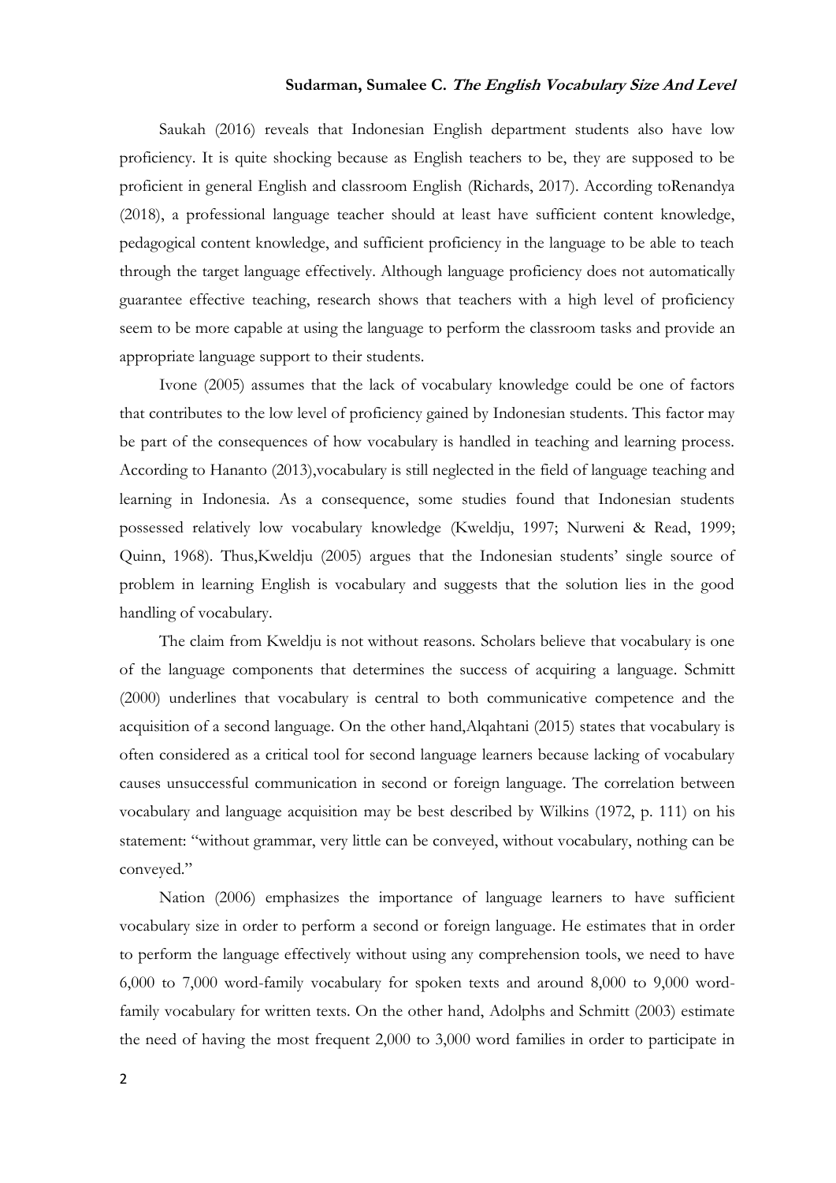Saukah (2016) reveals that Indonesian English department students also have low proficiency. It is quite shocking because as English teachers to be, they are supposed to be proficient in general English and classroom English (Richards, 2017). According toRenandya (2018), a professional language teacher should at least have sufficient content knowledge, pedagogical content knowledge, and sufficient proficiency in the language to be able to teach through the target language effectively. Although language proficiency does not automatically guarantee effective teaching, research shows that teachers with a high level of proficiency seem to be more capable at using the language to perform the classroom tasks and provide an appropriate language support to their students.

Ivone (2005) assumes that the lack of vocabulary knowledge could be one of factors that contributes to the low level of proficiency gained by Indonesian students. This factor may be part of the consequences of how vocabulary is handled in teaching and learning process. According to Hananto (2013),vocabulary is still neglected in the field of language teaching and learning in Indonesia. As a consequence, some studies found that Indonesian students possessed relatively low vocabulary knowledge (Kweldju, 1997; Nurweni & Read, 1999; Quinn, 1968). Thus,Kweldju (2005) argues that the Indonesian students' single source of problem in learning English is vocabulary and suggests that the solution lies in the good handling of vocabulary.

The claim from Kweldju is not without reasons. Scholars believe that vocabulary is one of the language components that determines the success of acquiring a language. Schmitt (2000) underlines that vocabulary is central to both communicative competence and the acquisition of a second language. On the other hand,Alqahtani (2015) states that vocabulary is often considered as a critical tool for second language learners because lacking of vocabulary causes unsuccessful communication in second or foreign language. The correlation between vocabulary and language acquisition may be best described by Wilkins (1972, p. 111) on his statement: "without grammar, very little can be conveyed, without vocabulary, nothing can be conveyed."

Nation (2006) emphasizes the importance of language learners to have sufficient vocabulary size in order to perform a second or foreign language. He estimates that in order to perform the language effectively without using any comprehension tools, we need to have 6,000 to 7,000 word-family vocabulary for spoken texts and around 8,000 to 9,000 word-family vocabulary for written texts. On the other hand, Adolphs and Schmitt (2003) estimate the need of having the most frequent 2,000 to 3,000 word families in order to participate in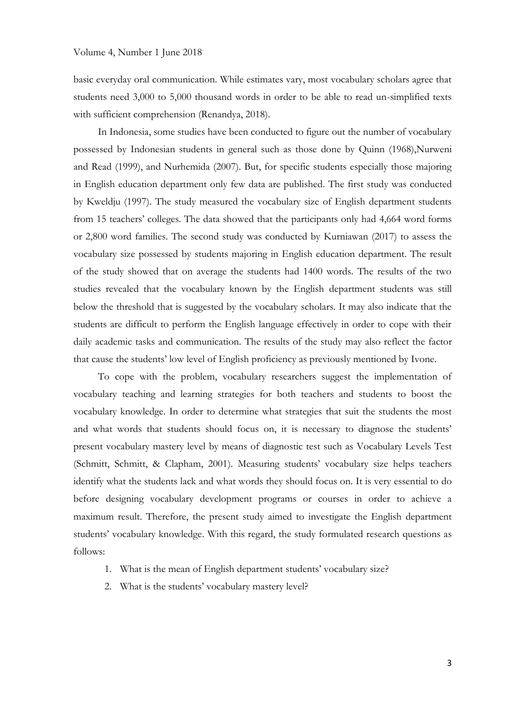basic everyday oral communication. While estimates vary, most vocabulary scholars agree that students need 3,000 to 5,000 thousand words in order to be able to read un-simplified texts with sufficient comprehension (Renandya, 2018).

In Indonesia, some studies have been conducted to figure out the number of vocabulary possessed by Indonesian students in general such as those done by Quinn (1968),Nurweni and Read (1999), and Nurhemida (2007). But, for specific students especially those majoring in English education department only few data are published. The first study was conducted by Kweldju (1997). The study measured the vocabulary size of English department students from 15 teachers' colleges. The data showed that the participants only had 4,664 word forms or 2,800 word families. The second study was conducted by Kurniawan (2017) to assess the vocabulary size possessed by students majoring in English education department. The result of the study showed that on average the students had 1400 words. The results of the two studies revealed that the vocabulary known by the English department students was still below the threshold that is suggested by the vocabulary scholars. It may also indicate that the students are difficult to perform the English language effectively in order to cope with their daily academic tasks and communication. The results of the study may also reflect the factor that cause the students' low level of English proficiency as previously mentioned by Ivone.

To cope with the problem, vocabulary researchers suggest the implementation of vocabulary teaching and learning strategies for both teachers and students to boost the vocabulary knowledge. In order to determine what strategies that suit the students the most and what words that students should focus on, it is necessary to diagnose the students' present vocabulary mastery level by means of diagnostic test such as Vocabulary Levels Test (Schmitt, Schmitt, & Clapham, 2001). Measuring students' vocabulary size helps teachers identify what the students lack and what words they should focus on. It is very essential to do before designing vocabulary development programs or courses in order to achieve a maximum result. Therefore, the present study aimed to investigate the English department students' vocabulary knowledge. With this regard, the study formulated research questions as follows:

1. What is the mean of English department students' vocabulary size?
2. What is the students' vocabulary mastery level?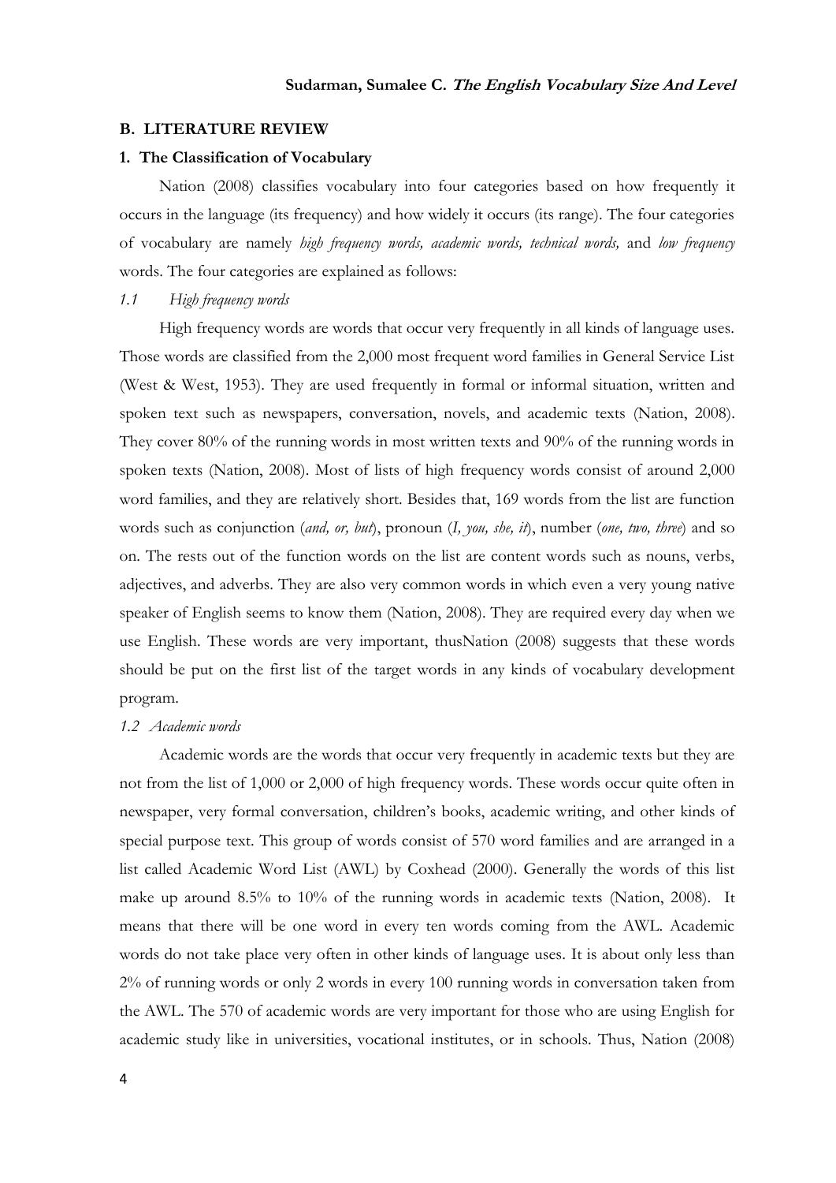## B. LITERATURE REVIEW

### 1. The Classification of Vocabulary

Nation (2008) classifies vocabulary into four categories based on how frequently it occurs in the language (its frequency) and how widely it occurs (its range). The four categories of vocabulary are namely *high frequency words, academic words, technical words,* and *low frequency* words. The four categories are explained as follows:

#### *1.1 High frequency words*

High frequency words are words that occur very frequently in all kinds of language uses. Those words are classified from the 2,000 most frequent word families in General Service List (West & West, 1953). They are used frequently in formal or informal situation, written and spoken text such as newspapers, conversation, novels, and academic texts (Nation, 2008). They cover 80% of the running words in most written texts and 90% of the running words in spoken texts (Nation, 2008). Most of lists of high frequency words consist of around 2,000 word families, and they are relatively short. Besides that, 169 words from the list are function words such as conjunction (*and, or, but*), pronoun (*I, you, she, it*), number (*one, two, three*) and so on. The rests out of the function words on the list are content words such as nouns, verbs, adjectives, and adverbs. They are also very common words in which even a very young native speaker of English seems to know them (Nation, 2008). They are required every day when we use English. These words are very important, thusNation (2008) suggests that these words should be put on the first list of the target words in any kinds of vocabulary development program.

#### *1.2 Academic words*

Academic words are the words that occur very frequently in academic texts but they are not from the list of 1,000 or 2,000 of high frequency words. These words occur quite often in newspaper, very formal conversation, children's books, academic writing, and other kinds of special purpose text. This group of words consist of 570 word families and are arranged in a list called Academic Word List (AWL) by Coxhead (2000). Generally the words of this list make up around 8.5% to 10% of the running words in academic texts (Nation, 2008). It means that there will be one word in every ten words coming from the AWL. Academic words do not take place very often in other kinds of language uses. It is about only less than 2% of running words or only 2 words in every 100 running words in conversation taken from the AWL. The 570 of academic words are very important for those who are using English for academic study like in universities, vocational institutes, or in schools. Thus, Nation (2008)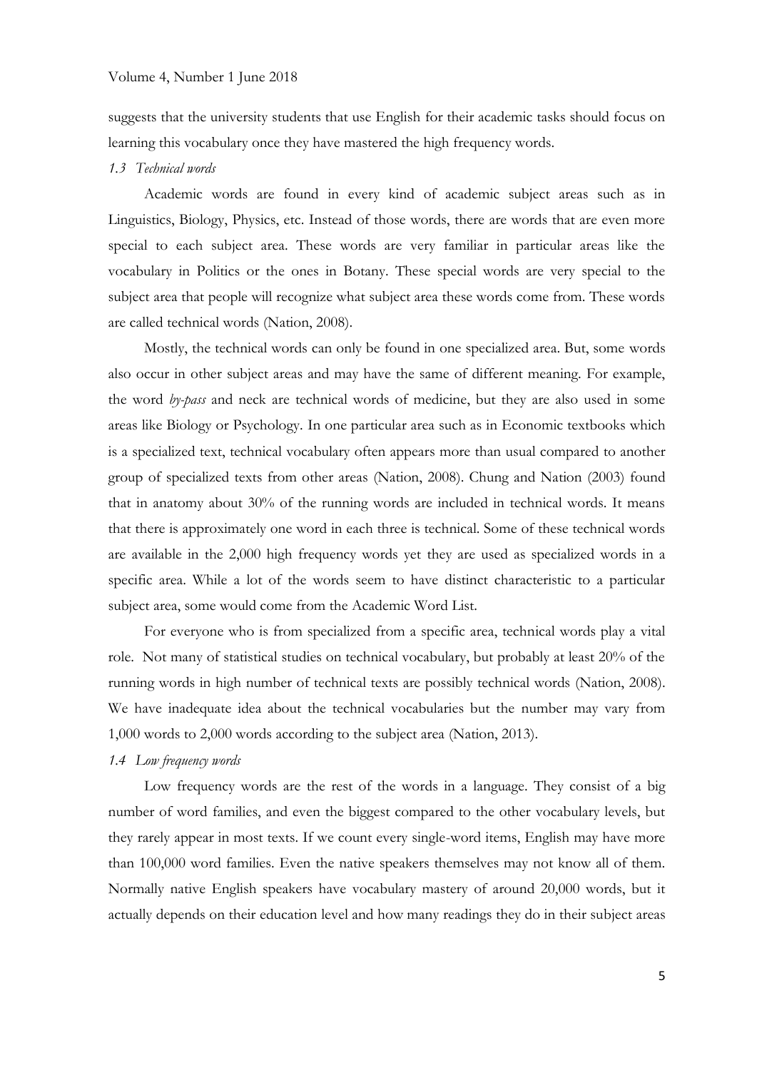suggests that the university students that use English for their academic tasks should focus on learning this vocabulary once they have mastered the high frequency words.

### *1.3 Technical words*

Academic words are found in every kind of academic subject areas such as in Linguistics, Biology, Physics, etc. Instead of those words, there are words that are even more special to each subject area. These words are very familiar in particular areas like the vocabulary in Politics or the ones in Botany. These special words are very special to the subject area that people will recognize what subject area these words come from. These words are called technical words (Nation, 2008).

Mostly, the technical words can only be found in one specialized area. But, some words also occur in other subject areas and may have the same of different meaning. For example, the word *by-pass* and neck are technical words of medicine, but they are also used in some areas like Biology or Psychology. In one particular area such as in Economic textbooks which is a specialized text, technical vocabulary often appears more than usual compared to another group of specialized texts from other areas (Nation, 2008). Chung and Nation (2003) found that in anatomy about 30% of the running words are included in technical words. It means that there is approximately one word in each three is technical. Some of these technical words are available in the 2,000 high frequency words yet they are used as specialized words in a specific area. While a lot of the words seem to have distinct characteristic to a particular subject area, some would come from the Academic Word List.

For everyone who is from specialized from a specific area, technical words play a vital role. Not many of statistical studies on technical vocabulary, but probably at least 20% of the running words in high number of technical texts are possibly technical words (Nation, 2008). We have inadequate idea about the technical vocabularies but the number may vary from 1,000 words to 2,000 words according to the subject area (Nation, 2013).

### *1.4 Low frequency words*

Low frequency words are the rest of the words in a language. They consist of a big number of word families, and even the biggest compared to the other vocabulary levels, but they rarely appear in most texts. If we count every single-word items, English may have more than 100,000 word families. Even the native speakers themselves may not know all of them. Normally native English speakers have vocabulary mastery of around 20,000 words, but it actually depends on their education level and how many readings they do in their subject areas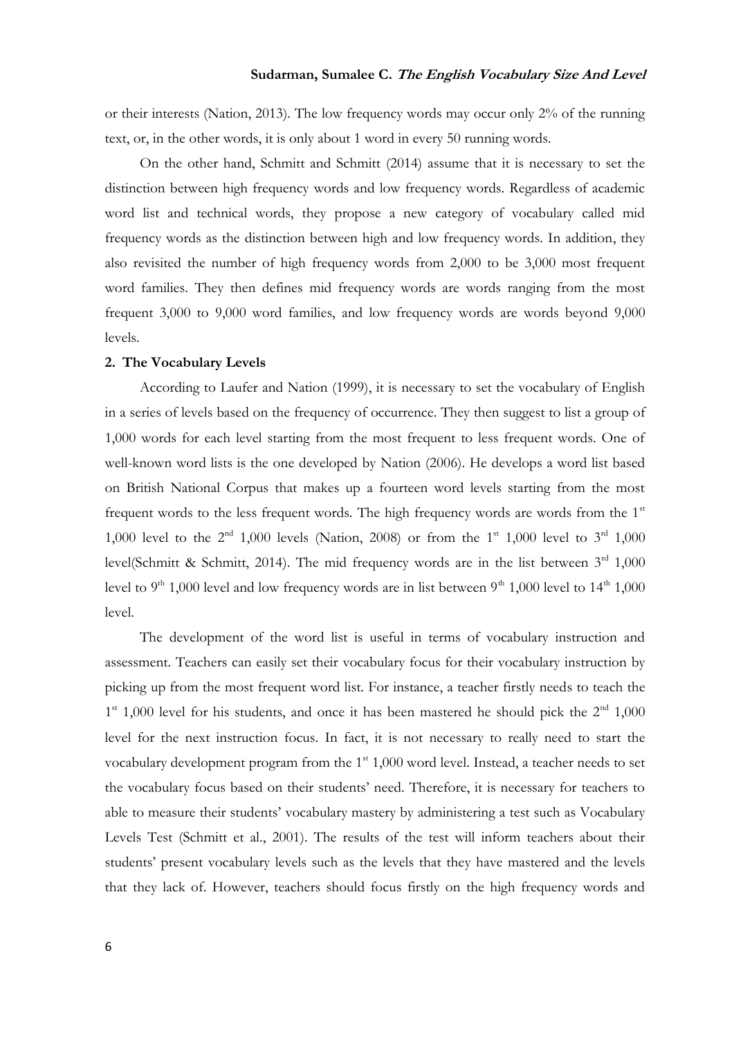or their interests (Nation, 2013). The low frequency words may occur only 2% of the running text, or, in the other words, it is only about 1 word in every 50 running words.

On the other hand, Schmitt and Schmitt (2014) assume that it is necessary to set the distinction between high frequency words and low frequency words. Regardless of academic word list and technical words, they propose a new category of vocabulary called mid frequency words as the distinction between high and low frequency words. In addition, they also revisited the number of high frequency words from 2,000 to be 3,000 most frequent word families. They then defines mid frequency words are words ranging from the most frequent 3,000 to 9,000 word families, and low frequency words are words beyond 9,000 levels.

**2. The Vocabulary Levels**

According to Laufer and Nation (1999), it is necessary to set the vocabulary of English in a series of levels based on the frequency of occurrence. They then suggest to list a group of 1,000 words for each level starting from the most frequent to less frequent words. One of well-known word lists is the one developed by Nation (2006). He develops a word list based on British National Corpus that makes up a fourteen word levels starting from the most frequent words to the less frequent words. The high frequency words are words from the 1st 1,000 level to the 2nd 1,000 levels (Nation, 2008) or from the 1st 1,000 level to 3rd 1,000 level(Schmitt & Schmitt, 2014). The mid frequency words are in the list between 3rd 1,000 level to 9th 1,000 level and low frequency words are in list between 9th 1,000 level to 14th 1,000 level.

The development of the word list is useful in terms of vocabulary instruction and assessment. Teachers can easily set their vocabulary focus for their vocabulary instruction by picking up from the most frequent word list. For instance, a teacher firstly needs to teach the 1st 1,000 level for his students, and once it has been mastered he should pick the 2nd 1,000 level for the next instruction focus. In fact, it is not necessary to really need to start the vocabulary development program from the 1st 1,000 word level. Instead, a teacher needs to set the vocabulary focus based on their students' need. Therefore, it is necessary for teachers to able to measure their students' vocabulary mastery by administering a test such as Vocabulary Levels Test (Schmitt et al., 2001). The results of the test will inform teachers about their students' present vocabulary levels such as the levels that they have mastered and the levels that they lack of. However, teachers should focus firstly on the high frequency words and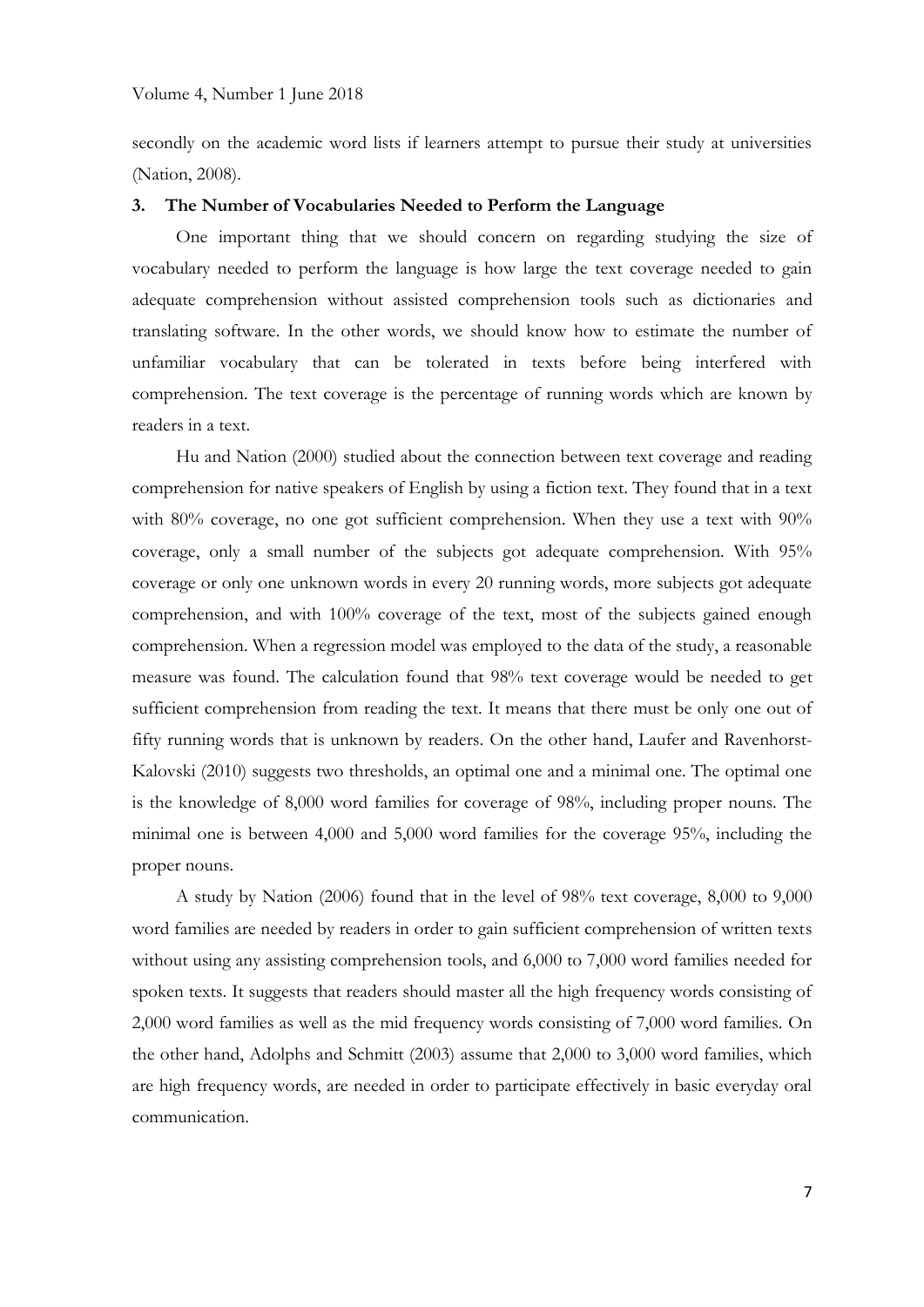secondly on the academic word lists if learners attempt to pursue their study at universities (Nation, 2008).

### 3. The Number of Vocabularies Needed to Perform the Language

One important thing that we should concern on regarding studying the size of vocabulary needed to perform the language is how large the text coverage needed to gain adequate comprehension without assisted comprehension tools such as dictionaries and translating software. In the other words, we should know how to estimate the number of unfamiliar vocabulary that can be tolerated in texts before being interfered with comprehension. The text coverage is the percentage of running words which are known by readers in a text.

Hu and Nation (2000) studied about the connection between text coverage and reading comprehension for native speakers of English by using a fiction text. They found that in a text with 80% coverage, no one got sufficient comprehension. When they use a text with 90% coverage, only a small number of the subjects got adequate comprehension. With 95% coverage or only one unknown words in every 20 running words, more subjects got adequate comprehension, and with 100% coverage of the text, most of the subjects gained enough comprehension. When a regression model was employed to the data of the study, a reasonable measure was found. The calculation found that 98% text coverage would be needed to get sufficient comprehension from reading the text. It means that there must be only one out of fifty running words that is unknown by readers. On the other hand, Laufer and Ravenhorst-Kalovski (2010) suggests two thresholds, an optimal one and a minimal one. The optimal one is the knowledge of 8,000 word families for coverage of 98%, including proper nouns. The minimal one is between 4,000 and 5,000 word families for the coverage 95%, including the proper nouns.

A study by Nation (2006) found that in the level of 98% text coverage, 8,000 to 9,000 word families are needed by readers in order to gain sufficient comprehension of written texts without using any assisting comprehension tools, and 6,000 to 7,000 word families needed for spoken texts. It suggests that readers should master all the high frequency words consisting of 2,000 word families as well as the mid frequency words consisting of 7,000 word families. On the other hand, Adolphs and Schmitt (2003) assume that 2,000 to 3,000 word families, which are high frequency words, are needed in order to participate effectively in basic everyday oral communication.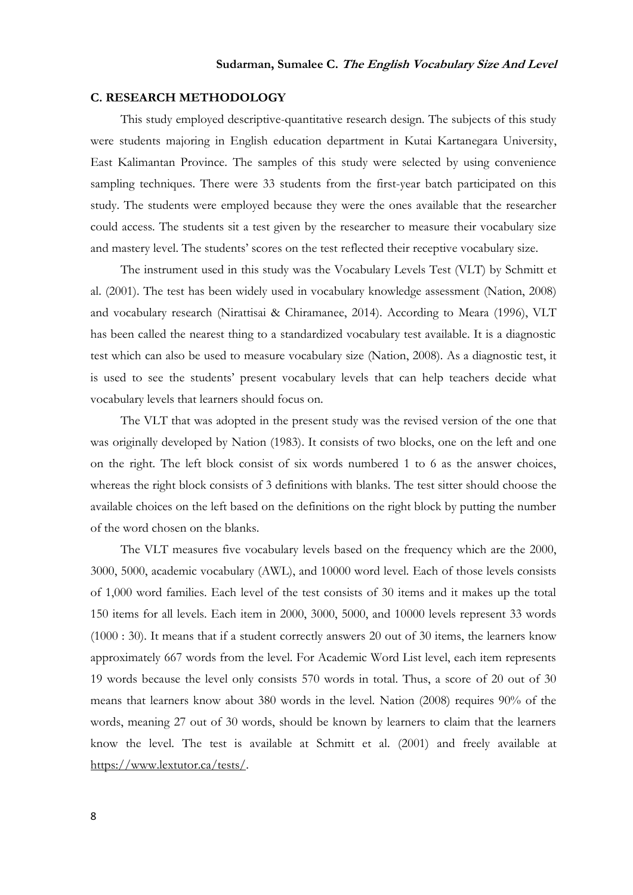## C. RESEARCH METHODOLOGY

This study employed descriptive-quantitative research design. The subjects of this study were students majoring in English education department in Kutai Kartanegara University, East Kalimantan Province. The samples of this study were selected by using convenience sampling techniques. There were 33 students from the first-year batch participated on this study. The students were employed because they were the ones available that the researcher could access. The students sit a test given by the researcher to measure their vocabulary size and mastery level. The students' scores on the test reflected their receptive vocabulary size.

The instrument used in this study was the Vocabulary Levels Test (VLT) by Schmitt et al. (2001). The test has been widely used in vocabulary knowledge assessment (Nation, 2008) and vocabulary research (Nirattisai & Chiramanee, 2014). According to Meara (1996), VLT has been called the nearest thing to a standardized vocabulary test available. It is a diagnostic test which can also be used to measure vocabulary size (Nation, 2008). As a diagnostic test, it is used to see the students' present vocabulary levels that can help teachers decide what vocabulary levels that learners should focus on.

The VLT that was adopted in the present study was the revised version of the one that was originally developed by Nation (1983). It consists of two blocks, one on the left and one on the right. The left block consist of six words numbered 1 to 6 as the answer choices, whereas the right block consists of 3 definitions with blanks. The test sitter should choose the available choices on the left based on the definitions on the right block by putting the number of the word chosen on the blanks.

The VLT measures five vocabulary levels based on the frequency which are the 2000, 3000, 5000, academic vocabulary (AWL), and 10000 word level. Each of those levels consists of 1,000 word families. Each level of the test consists of 30 items and it makes up the total 150 items for all levels. Each item in 2000, 3000, 5000, and 10000 levels represent 33 words (1000 : 30). It means that if a student correctly answers 20 out of 30 items, the learners know approximately 667 words from the level. For Academic Word List level, each item represents 19 words because the level only consists 570 words in total. Thus, a score of 20 out of 30 means that learners know about 380 words in the level. Nation (2008) requires 90% of the words, meaning 27 out of 30 words, should be known by learners to claim that the learners know the level. The test is available at Schmitt et al. (2001) and freely available at https://www.lextutor.ca/tests/.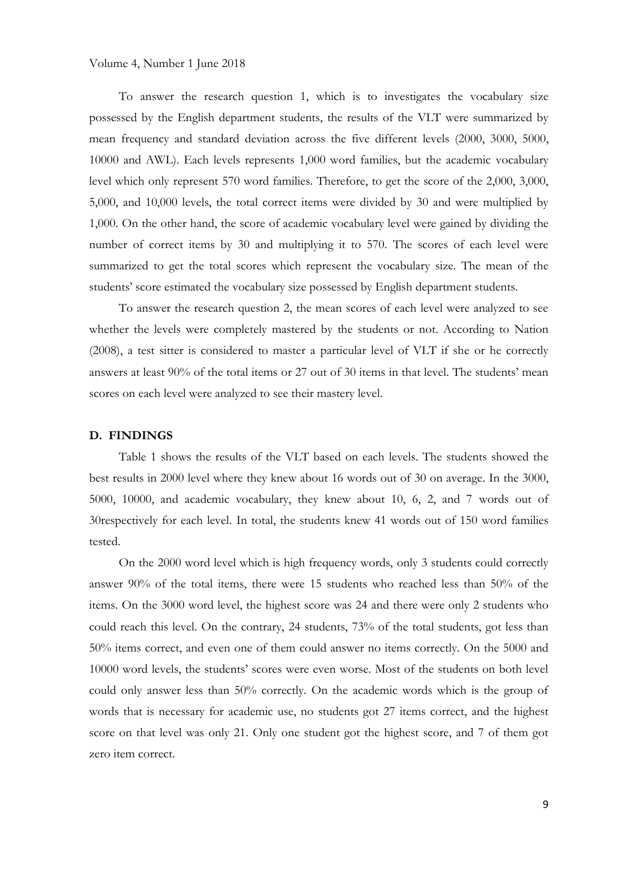To answer the research question 1, which is to investigates the vocabulary size possessed by the English department students, the results of the VLT were summarized by mean frequency and standard deviation across the five different levels (2000, 3000, 5000, 10000 and AWL). Each levels represents 1,000 word families, but the academic vocabulary level which only represent 570 word families. Therefore, to get the score of the 2,000, 3,000, 5,000, and 10,000 levels, the total correct items were divided by 30 and were multiplied by 1,000. On the other hand, the score of academic vocabulary level were gained by dividing the number of correct items by 30 and multiplying it to 570. The scores of each level were summarized to get the total scores which represent the vocabulary size. The mean of the students' score estimated the vocabulary size possessed by English department students.

To answer the research question 2, the mean scores of each level were analyzed to see whether the levels were completely mastered by the students or not. According to Nation (2008), a test sitter is considered to master a particular level of VLT if she or he correctly answers at least 90% of the total items or 27 out of 30 items in that level. The students' mean scores on each level were analyzed to see their mastery level.

## D. FINDINGS

Table 1 shows the results of the VLT based on each levels. The students showed the best results in 2000 level where they knew about 16 words out of 30 on average. In the 3000, 5000, 10000, and academic vocabulary, they knew about 10, 6, 2, and 7 words out of 30respectively for each level. In total, the students knew 41 words out of 150 word families tested.

On the 2000 word level which is high frequency words, only 3 students could correctly answer 90% of the total items, there were 15 students who reached less than 50% of the items. On the 3000 word level, the highest score was 24 and there were only 2 students who could reach this level. On the contrary, 24 students, 73% of the total students, got less than 50% items correct, and even one of them could answer no items correctly. On the 5000 and 10000 word levels, the students' scores were even worse. Most of the students on both level could only answer less than 50% correctly. On the academic words which is the group of words that is necessary for academic use, no students got 27 items correct, and the highest score on that level was only 21. Only one student got the highest score, and 7 of them got zero item correct.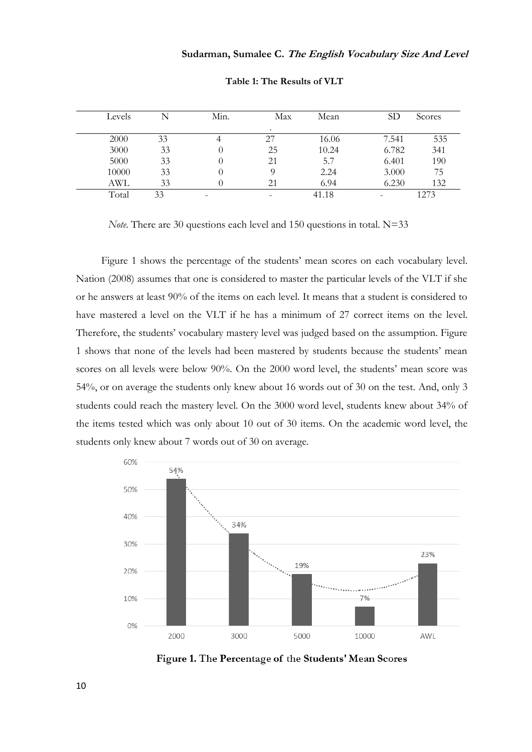**Table 1: The Results of VLT**

| Levels | N | Min. | Max. | Mean | SD | Scores |
|---|---|---|---|---|---|---|
| 2000 | 33 | 4 | 27 | 16.06 | 7.541 | 535 |
| 3000 | 33 | 0 | 25 | 10.24 | 6.782 | 341 |
| 5000 | 33 | 0 | 21 | 5.7 | 6.401 | 190 |
| 10000 | 33 | 0 | 9 | 2.24 | 3.000 | 75 |
| AWL | 33 | 0 | 21 | 6.94 | 6.230 | 132 |
| Total | 33 | - | - | 41.18 | - | 1273 |

*Note.* There are 30 questions each level and 150 questions in total. N=33

Figure 1 shows the percentage of the students' mean scores on each vocabulary level. Nation (2008) assumes that one is considered to master the particular levels of the VLT if she or he answers at least 90% of the items on each level. It means that a student is considered to have mastered a level on the VLT if he has a minimum of 27 correct items on the level. Therefore, the students' vocabulary mastery level was judged based on the assumption. Figure 1 shows that none of the levels had been mastered by students because the students' mean scores on all levels were below 90%. On the 2000 word level, the students' mean score was 54%, or on average the students only knew about 16 words out of 30 on the test. And, only 3 students could reach the mastery level. On the 3000 word level, students knew about 34% of the items tested which was only about 10 out of 30 items. On the academic word level, the students only knew about 7 words out of 30 on average.

| Level | Percentage |
|---|---|
| 2000 | 54% |
| 3000 | 34% |
| 5000 | 19% |
| 10000 | 7% |
| AWL | 23% |

**Figure 1.** The Percentage of the Students' Mean Scores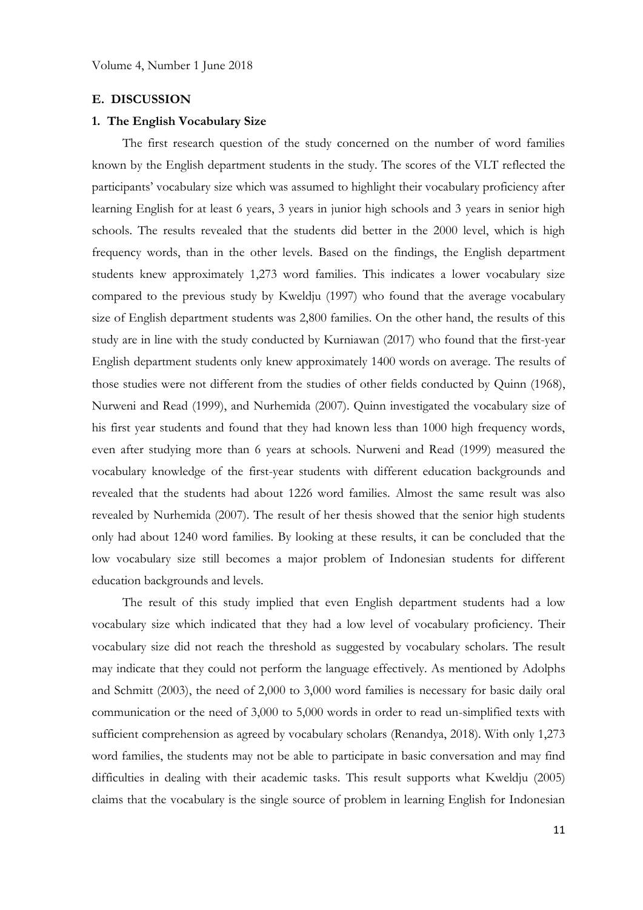## E. DISCUSSION

### 1. The English Vocabulary Size

The first research question of the study concerned on the number of word families known by the English department students in the study. The scores of the VLT reflected the participants' vocabulary size which was assumed to highlight their vocabulary proficiency after learning English for at least 6 years, 3 years in junior high schools and 3 years in senior high schools. The results revealed that the students did better in the 2000 level, which is high frequency words, than in the other levels. Based on the findings, the English department students knew approximately 1,273 word families. This indicates a lower vocabulary size compared to the previous study by Kweldju (1997) who found that the average vocabulary size of English department students was 2,800 families. On the other hand, the results of this study are in line with the study conducted by Kurniawan (2017) who found that the first-year English department students only knew approximately 1400 words on average. The results of those studies were not different from the studies of other fields conducted by Quinn (1968), Nurweni and Read (1999), and Nurhemida (2007). Quinn investigated the vocabulary size of his first year students and found that they had known less than 1000 high frequency words, even after studying more than 6 years at schools. Nurweni and Read (1999) measured the vocabulary knowledge of the first-year students with different education backgrounds and revealed that the students had about 1226 word families. Almost the same result was also revealed by Nurhemida (2007). The result of her thesis showed that the senior high students only had about 1240 word families. By looking at these results, it can be concluded that the low vocabulary size still becomes a major problem of Indonesian students for different education backgrounds and levels.

The result of this study implied that even English department students had a low vocabulary size which indicated that they had a low level of vocabulary proficiency. Their vocabulary size did not reach the threshold as suggested by vocabulary scholars. The result may indicate that they could not perform the language effectively. As mentioned by Adolphs and Schmitt (2003), the need of 2,000 to 3,000 word families is necessary for basic daily oral communication or the need of 3,000 to 5,000 words in order to read un-simplified texts with sufficient comprehension as agreed by vocabulary scholars (Renandya, 2018). With only 1,273 word families, the students may not be able to participate in basic conversation and may find difficulties in dealing with their academic tasks. This result supports what Kweldju (2005) claims that the vocabulary is the single source of problem in learning English for Indonesian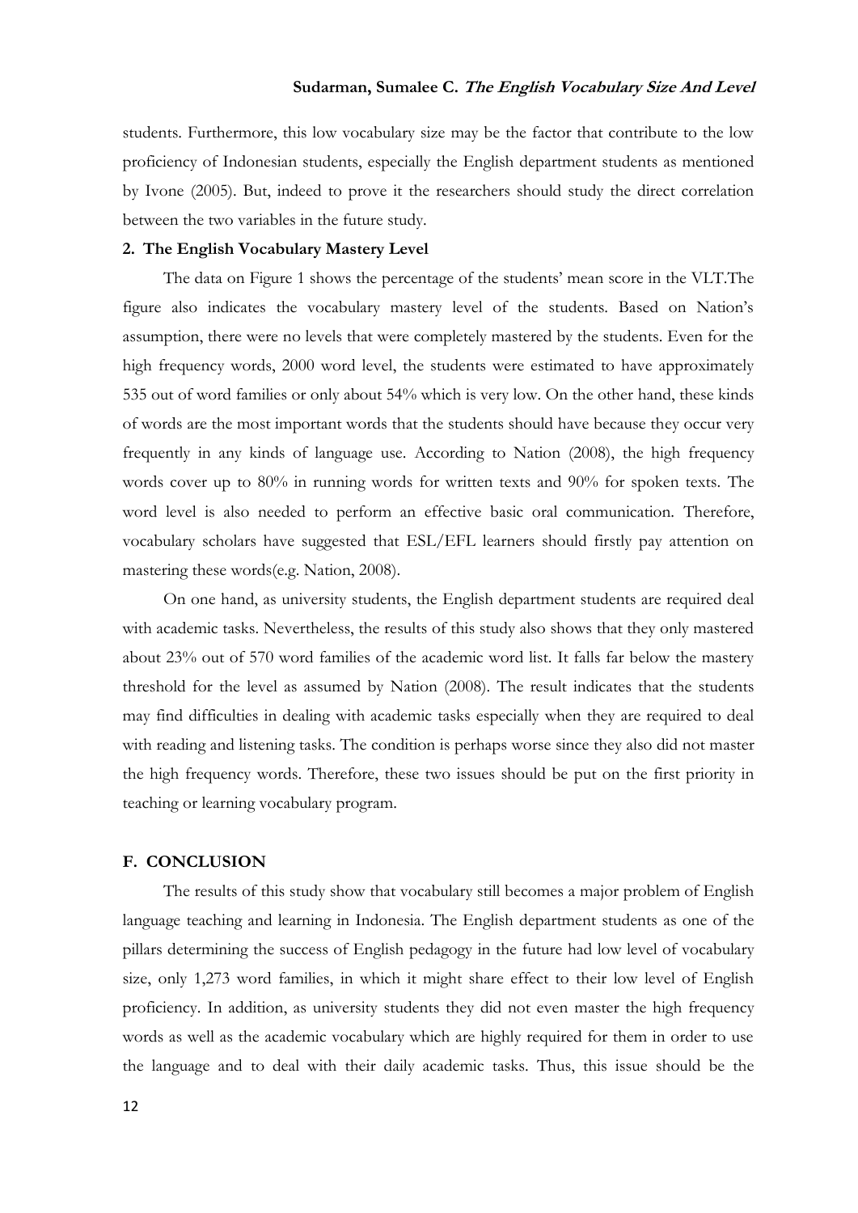students. Furthermore, this low vocabulary size may be the factor that contribute to the low proficiency of Indonesian students, especially the English department students as mentioned by Ivone (2005). But, indeed to prove it the researchers should study the direct correlation between the two variables in the future study.

### 2. The English Vocabulary Mastery Level

The data on Figure 1 shows the percentage of the students' mean score in the VLT.The figure also indicates the vocabulary mastery level of the students. Based on Nation's assumption, there were no levels that were completely mastered by the students. Even for the high frequency words, 2000 word level, the students were estimated to have approximately 535 out of word families or only about 54% which is very low. On the other hand, these kinds of words are the most important words that the students should have because they occur very frequently in any kinds of language use. According to Nation (2008), the high frequency words cover up to 80% in running words for written texts and 90% for spoken texts. The word level is also needed to perform an effective basic oral communication. Therefore, vocabulary scholars have suggested that ESL/EFL learners should firstly pay attention on mastering these words(e.g. Nation, 2008).

On one hand, as university students, the English department students are required deal with academic tasks. Nevertheless, the results of this study also shows that they only mastered about 23% out of 570 word families of the academic word list. It falls far below the mastery threshold for the level as assumed by Nation (2008). The result indicates that the students may find difficulties in dealing with academic tasks especially when they are required to deal with reading and listening tasks. The condition is perhaps worse since they also did not master the high frequency words. Therefore, these two issues should be put on the first priority in teaching or learning vocabulary program.

## F. CONCLUSION

The results of this study show that vocabulary still becomes a major problem of English language teaching and learning in Indonesia. The English department students as one of the pillars determining the success of English pedagogy in the future had low level of vocabulary size, only 1,273 word families, in which it might share effect to their low level of English proficiency. In addition, as university students they did not even master the high frequency words as well as the academic vocabulary which are highly required for them in order to use the language and to deal with their daily academic tasks. Thus, this issue should be the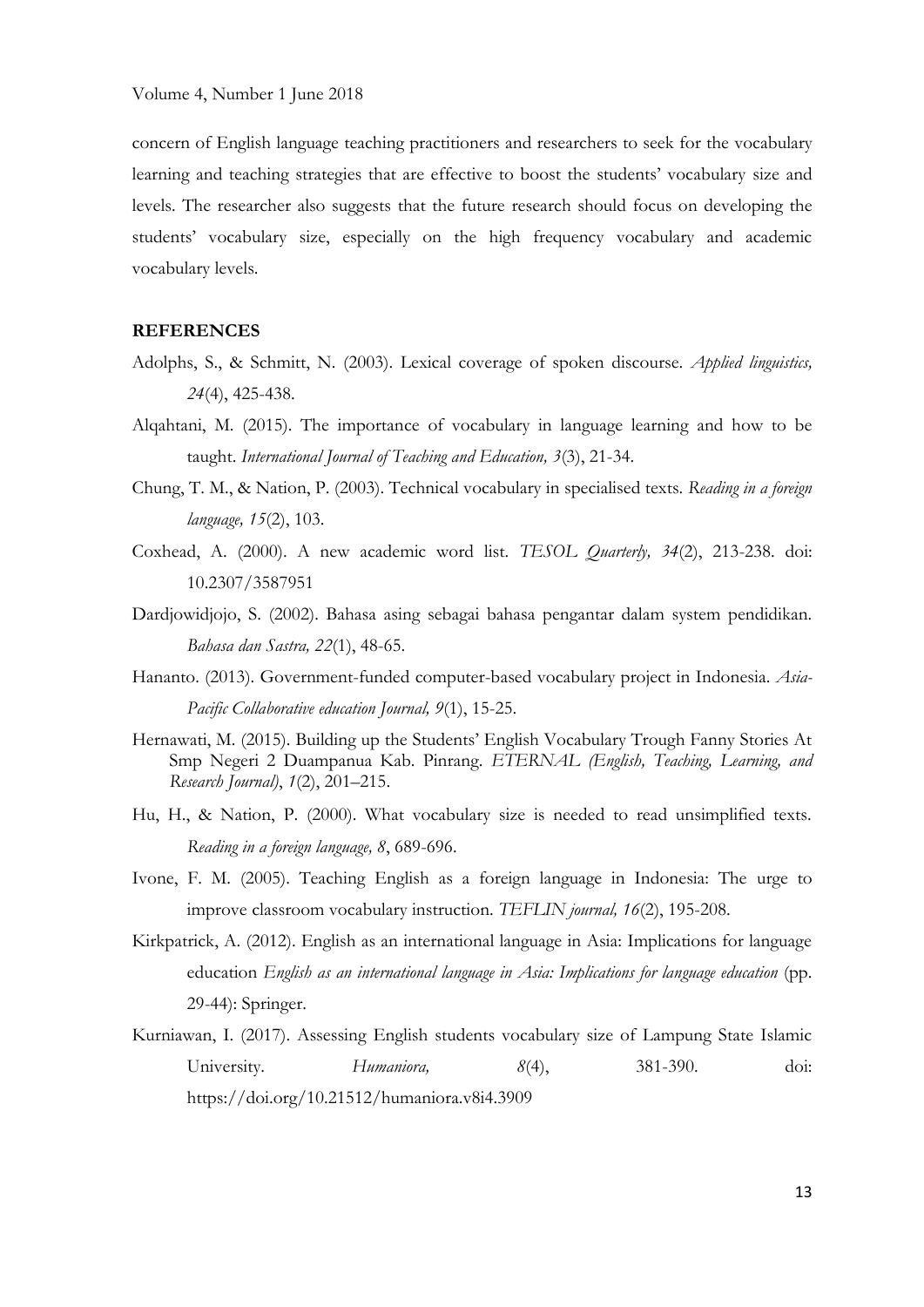concern of English language teaching practitioners and researchers to seek for the vocabulary learning and teaching strategies that are effective to boost the students' vocabulary size and levels. The researcher also suggests that the future research should focus on developing the students' vocabulary size, especially on the high frequency vocabulary and academic vocabulary levels.

## REFERENCES

Adolphs, S., & Schmitt, N. (2003). Lexical coverage of spoken discourse. *Applied linguistics, 24*(4), 425-438.

Alqahtani, M. (2015). The importance of vocabulary in language learning and how to be taught. *International Journal of Teaching and Education, 3*(3), 21-34.

Chung, T. M., & Nation, P. (2003). Technical vocabulary in specialised texts. *Reading in a foreign language, 15*(2), 103.

Coxhead, A. (2000). A new academic word list. *TESOL Quarterly, 34*(2), 213-238. doi: 10.2307/3587951

Dardjowidjojo, S. (2002). Bahasa asing sebagai bahasa pengantar dalam system pendidikan. *Bahasa dan Sastra, 22*(1), 48-65.

Hananto. (2013). Government-funded computer-based vocabulary project in Indonesia. *Asia-Pacific Collaborative education Journal, 9*(1), 15-25.

Hernawati, M. (2015). Building up the Students' English Vocabulary Trough Fanny Stories At Smp Negeri 2 Duampanua Kab. Pinrang. *ETERNAL (English, Teaching, Learning, and Research Journal)*, *1*(2), 201–215.

Hu, H., & Nation, P. (2000). What vocabulary size is needed to read unsimplified texts. *Reading in a foreign language, 8*, 689-696.

Ivone, F. M. (2005). Teaching English as a foreign language in Indonesia: The urge to improve classroom vocabulary instruction. *TEFLIN journal, 16*(2), 195-208.

Kirkpatrick, A. (2012). English as an international language in Asia: Implications for language education *English as an international language in Asia: Implications for language education* (pp. 29-44): Springer.

Kurniawan, I. (2017). Assessing English students vocabulary size of Lampung State Islamic University. *Humaniora, 8*(4), 381-390. doi: https://doi.org/10.21512/humaniora.v8i4.3909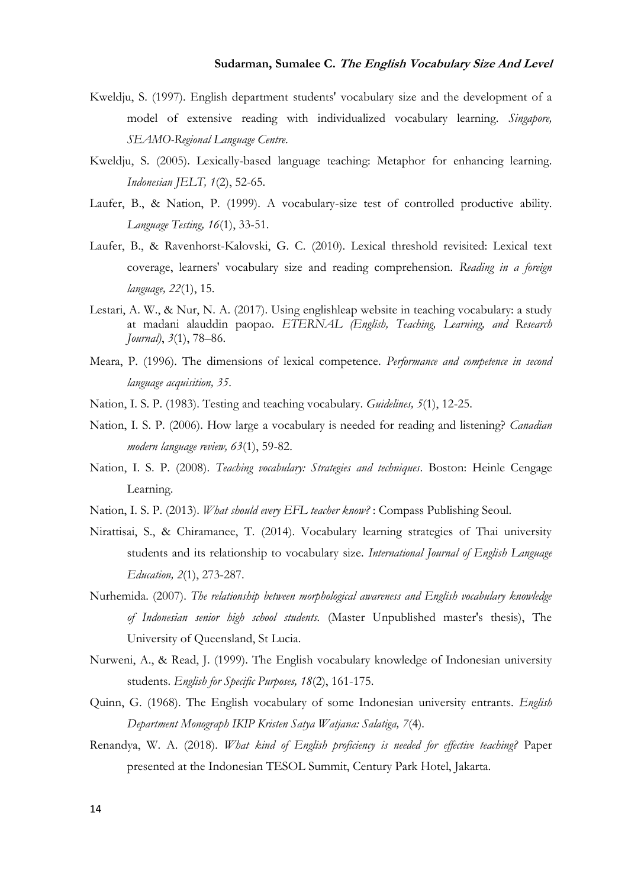Kweldju, S. (1997). English department students' vocabulary size and the development of a model of extensive reading with individualized vocabulary learning. *Singapore, SEAMO-Regional Language Centre*.

Kweldju, S. (2005). Lexically-based language teaching: Metaphor for enhancing learning. *Indonesian JELT, 1*(2), 52-65.

Laufer, B., & Nation, P. (1999). A vocabulary-size test of controlled productive ability. *Language Testing, 16*(1), 33-51.

Laufer, B., & Ravenhorst-Kalovski, G. C. (2010). Lexical threshold revisited: Lexical text coverage, learners' vocabulary size and reading comprehension. *Reading in a foreign language, 22*(1), 15.

Lestari, A. W., & Nur, N. A. (2017). Using englishleap website in teaching vocabulary: a study at madani alauddin paopao. *ETERNAL (English, Teaching, Learning, and Research Journal)*, *3*(1), 78–86.

Meara, P. (1996). The dimensions of lexical competence. *Performance and competence in second language acquisition, 35*.

Nation, I. S. P. (1983). Testing and teaching vocabulary. *Guidelines, 5*(1), 12-25.

Nation, I. S. P. (2006). How large a vocabulary is needed for reading and listening? *Canadian modern language review, 63*(1), 59-82.

Nation, I. S. P. (2008). *Teaching vocabulary: Strategies and techniques*. Boston: Heinle Cengage Learning.

Nation, I. S. P. (2013). *What should every EFL teacher know?* : Compass Publishing Seoul.

Nirattisai, S., & Chiramanee, T. (2014). Vocabulary learning strategies of Thai university students and its relationship to vocabulary size. *International Journal of English Language Education, 2*(1), 273-287.

Nurhemida. (2007). *The relationship between morphological awareness and English vocabulary knowledge of Indonesian senior high school students.* (Master Unpublished master's thesis), The University of Queensland, St Lucia.

Nurweni, A., & Read, J. (1999). The English vocabulary knowledge of Indonesian university students. *English for Specific Purposes, 18*(2), 161-175.

Quinn, G. (1968). The English vocabulary of some Indonesian university entrants. *English Department Monograph IKIP Kristen Satya Watjana: Salatiga, 7*(4).

Renandya, W. A. (2018). *What kind of English proficiency is needed for effective teaching?* Paper presented at the Indonesian TESOL Summit, Century Park Hotel, Jakarta.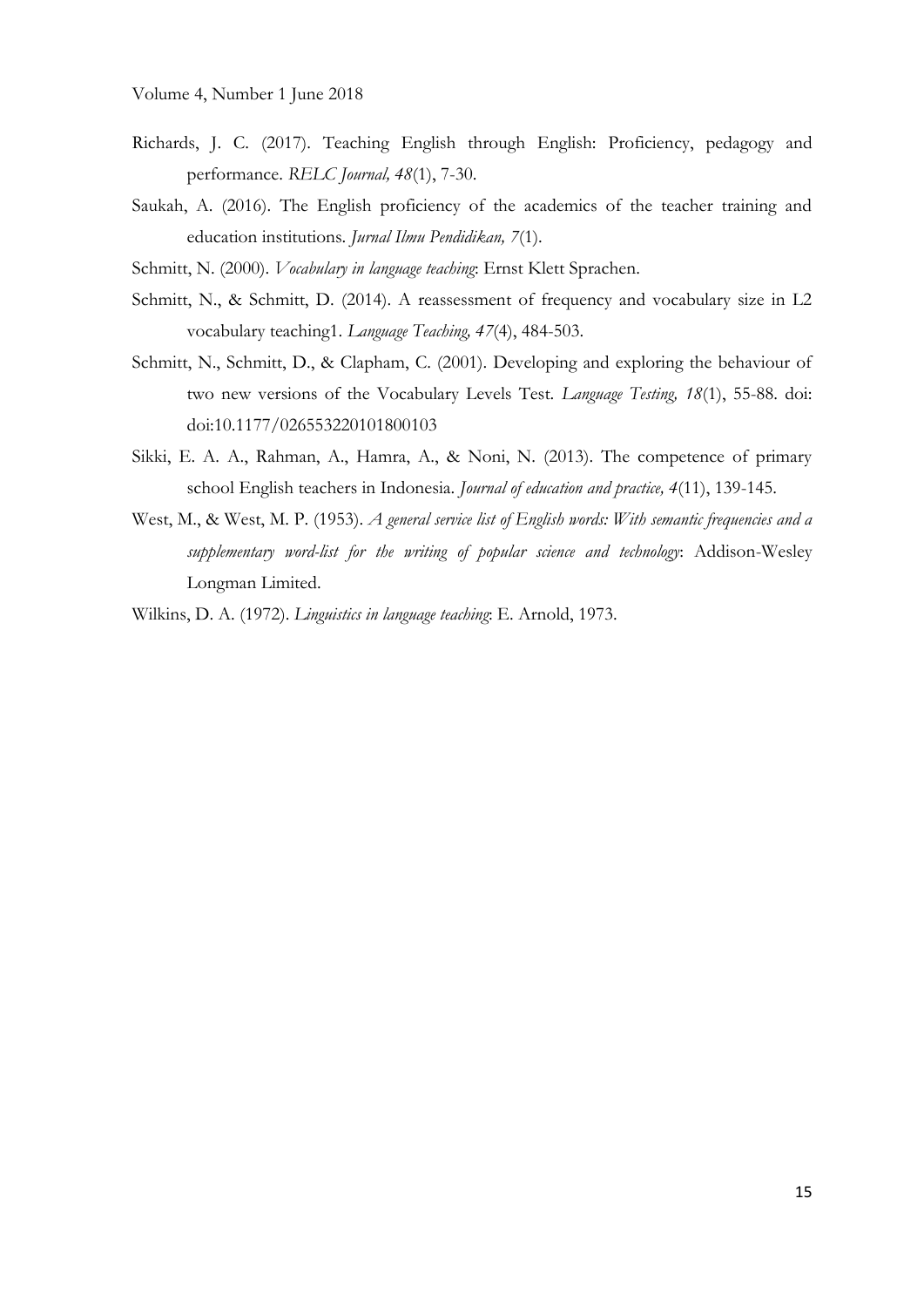Richards, J. C. (2017). Teaching English through English: Proficiency, pedagogy and performance. *RELC Journal, 48*(1), 7-30.

Saukah, A. (2016). The English proficiency of the academics of the teacher training and education institutions. *Jurnal Ilmu Pendidikan, 7*(1).

Schmitt, N. (2000). *Vocabulary in language teaching*: Ernst Klett Sprachen.

Schmitt, N., & Schmitt, D. (2014). A reassessment of frequency and vocabulary size in L2 vocabulary teaching1. *Language Teaching, 47*(4), 484-503.

Schmitt, N., Schmitt, D., & Clapham, C. (2001). Developing and exploring the behaviour of two new versions of the Vocabulary Levels Test. *Language Testing, 18*(1), 55-88. doi: doi:10.1177/026553220101800103

Sikki, E. A. A., Rahman, A., Hamra, A., & Noni, N. (2013). The competence of primary school English teachers in Indonesia. *Journal of education and practice, 4*(11), 139-145.

West, M., & West, M. P. (1953). *A general service list of English words: With semantic frequencies and a supplementary word-list for the writing of popular science and technology*: Addison-Wesley Longman Limited.

Wilkins, D. A. (1972). *Linguistics in language teaching*: E. Arnold, 1973.